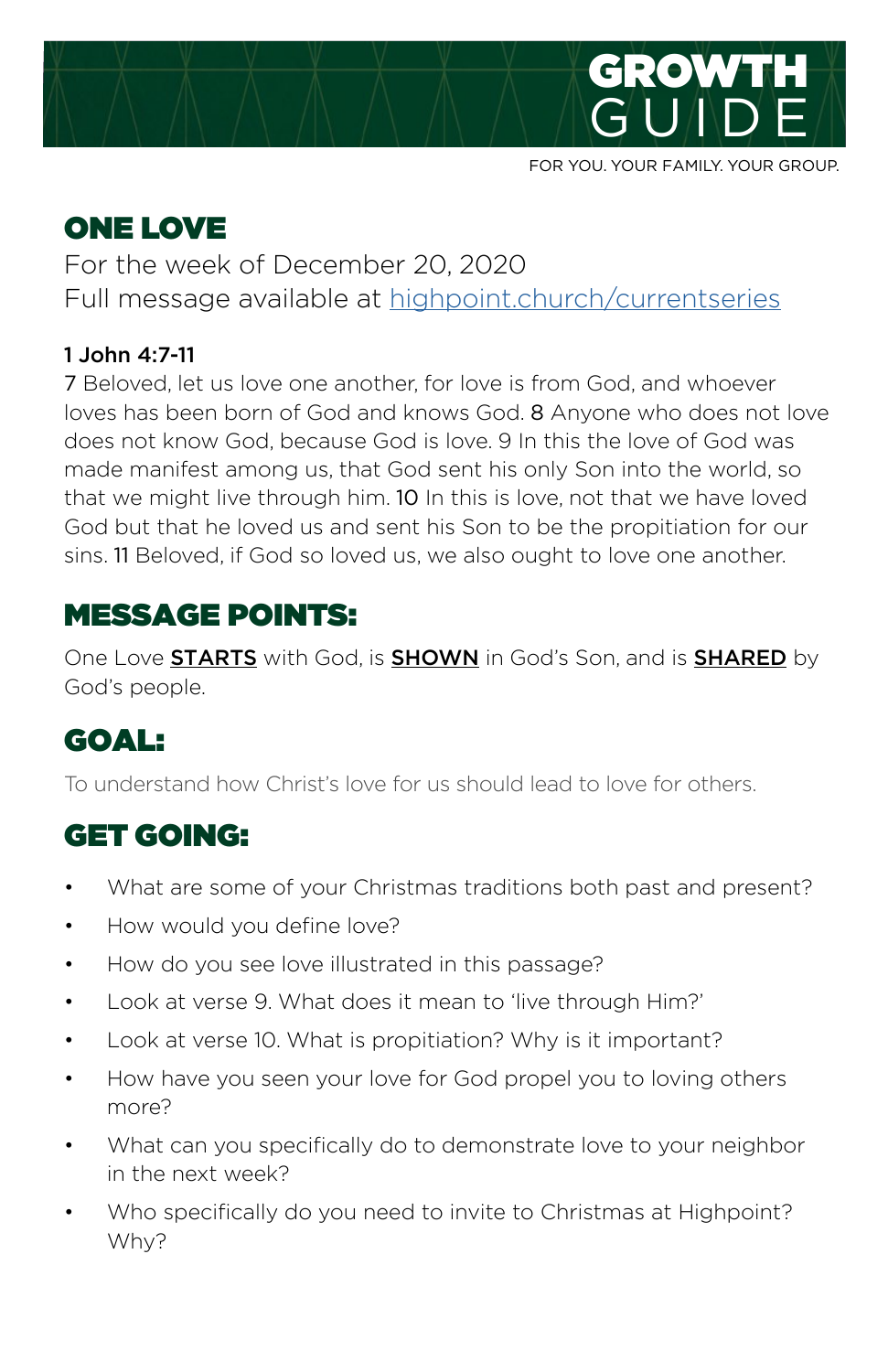# GROWTH GUIDE

FOR YOU. YOUR FAMILY. YOUR GROUP.

## ONE LOVE

For the week of December 20, 2020
Full message available at [highpoint.church/currentseries](highpoint.church/currentseries)

**1 John 4:7-11**
7 Beloved, let us love one another, for love is from God, and whoever loves has been born of God and knows God. 8 Anyone who does not love does not know God, because God is love. 9 In this the love of God was made manifest among us, that God sent his only Son into the world, so that we might live through him. 10 In this is love, not that we have loved God but that he loved us and sent his Son to be the propitiation for our sins. 11 Beloved, if God so loved us, we also ought to love one another.

## MESSAGE POINTS:

One Love **STARTS** with God, is **SHOWN** in God's Son, and is **SHARED** by God's people.

## GOAL:

To understand how Christ's love for us should lead to love for others.

## GET GOING:

- What are some of your Christmas traditions both past and present?
- How would you define love?
- How do you see love illustrated in this passage?
- Look at verse 9. What does it mean to 'live through Him?'
- Look at verse 10. What is propitiation? Why is it important?
- How have you seen your love for God propel you to loving others more?
- What can you specifically do to demonstrate love to your neighbor in the next week?
- Who specifically do you need to invite to Christmas at Highpoint? Why?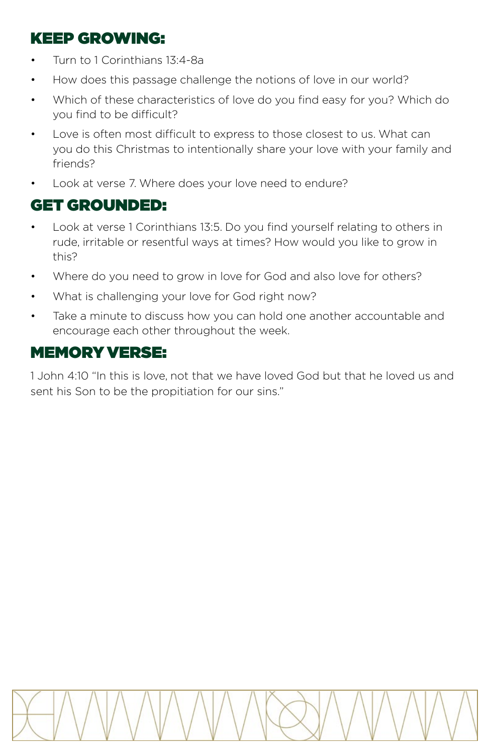## KEEP GROWING:

- Turn to 1 Corinthians 13:4-8a
- How does this passage challenge the notions of love in our world?
- Which of these characteristics of love do you find easy for you? Which do you find to be difficult?
- Love is often most difficult to express to those closest to us. What can you do this Christmas to intentionally share your love with your family and friends?
- Look at verse 7. Where does your love need to endure?

## GET GROUNDED:

- Look at verse 1 Corinthians 13:5. Do you find yourself relating to others in rude, irritable or resentful ways at times? How would you like to grow in this?
- Where do you need to grow in love for God and also love for others?
- What is challenging your love for God right now?
- Take a minute to discuss how you can hold one another accountable and encourage each other throughout the week.

## MEMORY VERSE:

1 John 4:10 "In this is love, not that we have loved God but that he loved us and sent his Son to be the propitiation for our sins."